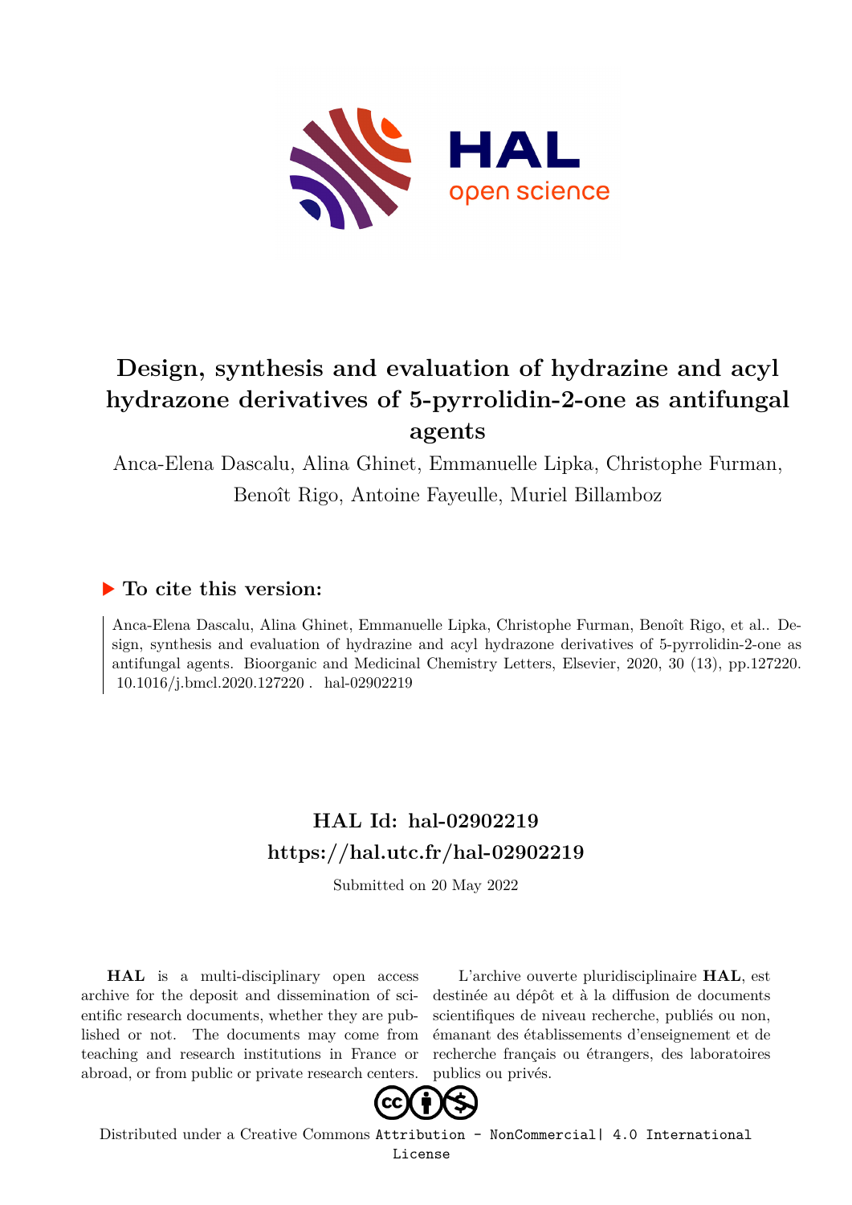# Design, synthesis and evaluation of hydrazine and acyl hydrazone derivatives of 5-pyrrolidin-2-one as antifungal agents

Anca-Elena Dascalu, Alina Ghinet, Emmanuelle Lipka, Christophe Furman, Benoît Rigo, Antoine Fayeulle, Muriel Billamboz

## ▶ To cite this version:

Anca-Elena Dascalu, Alina Ghinet, Emmanuelle Lipka, Christophe Furman, Benoît Rigo, et al.. Design, synthesis and evaluation of hydrazine and acyl hydrazone derivatives of 5-pyrrolidin-2-one as antifungal agents. Bioorganic and Medicinal Chemistry Letters, Elsevier, 2020, 30 (13), pp.127220. 10.1016/j.bmcl.2020.127220 . hal-02902219

## HAL Id: hal-02902219
## https://hal.utc.fr/hal-02902219

Submitted on 20 May 2022

**HAL** is a multi-disciplinary open access archive for the deposit and dissemination of scientific research documents, whether they are published or not. The documents may come from teaching and research institutions in France or abroad, or from public or private research centers.

L'archive ouverte pluridisciplinaire **HAL**, est destinée au dépôt et à la diffusion de documents scientifiques de niveau recherche, publiés ou non, émanant des établissements d'enseignement et de recherche français ou étrangers, des laboratoires publics ou privés.

Distributed under a Creative Commons Attribution - NonCommercial| 4.0 International License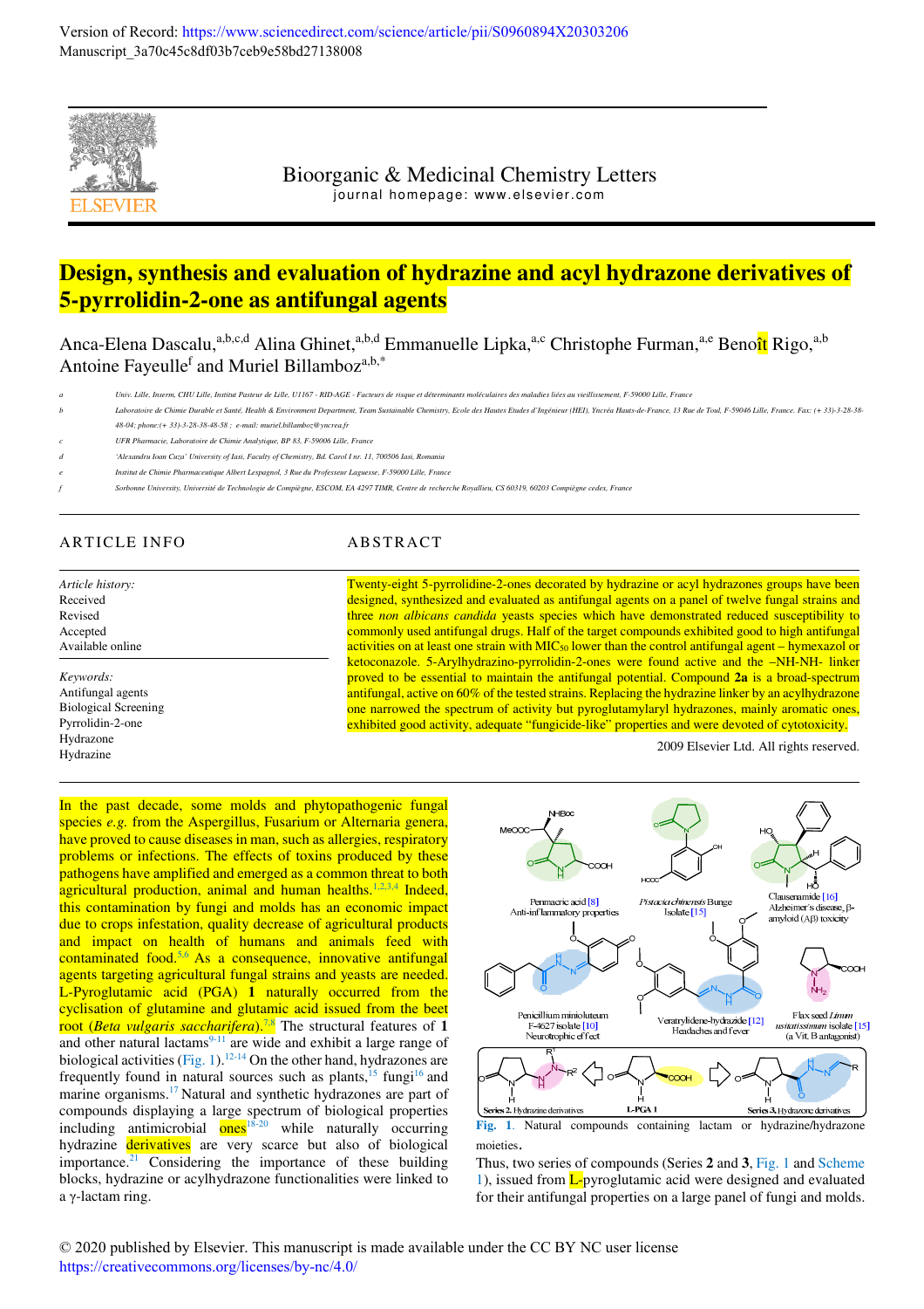Version of Record: https://www.sciencedirect.com/science/article/pii/S0960894X20303206
Manuscript_3a70c45c8df03b7ceb9e58bd27138008

Bioorganic & Medicinal Chemistry Letters
journal homepage: www.elsevier.com

# Design, synthesis and evaluation of hydrazine and acyl hydrazone derivatives of 5-pyrrolidin-2-one as antifungal agents

Anca-Elena Dascalu,[a,b,c,d] Alina Ghinet,[a,b,d] Emmanuelle Lipka,[a,c] Christophe Furman,[a,e] Benoît Rigo,[a,b] Antoine Fayeulle[f] and Muriel Billamboz[a,b,*]

[a] Univ. Lille, Inserm, CHU Lille, Institut Pasteur de Lille, U1167 - RID-AGE - Facteurs de risque et déterminants moléculaires des maladies liées au vieillissement, F-59000 Lille, France

[b] Laboratoire de Chimie Durable et Santé, Health & Environment Department, Team Sustainable Chemistry, Ecole des Hautes Etudes d'Ingénieur (HEI), Yncréa Hauts-de-France, 13 Rue de Toul, F-59046 Lille, France. Fax: (+ 33)-3-28-38-48-04; phone:(+ 33)-3-28-38-48-58 ; e-mail: muriel.billamboz@yncrea.fr

[c] UFR Pharmacie, Laboratoire de Chimie Analytique, BP 83, F-59006 Lille, France

[d] 'Alexandru Ioan Cuza' University of Iasi, Faculty of Chemistry, Bd. Carol I nr. 11, 700506 Iasi, Romania

[e] Institut de Chimie Pharmaceutique Albert Lespagnol, 3 Rue du Professeur Laguesse, F-59000 Lille, France

[f] Sorbonne University, Université de Technologie de Compiègne, ESCOM, EA 4297 TIMR, Centre de recherche Royallieu, CS 60319, 60203 Compiègne cedex, France

## ARTICLE INFO

*Article history:*
Received
Revised
Accepted
Available online

*Keywords:*
Antifungal agents
Biological Screening
Pyrrolidin-2-one
Hydrazone
Hydrazine

## ABSTRACT

Twenty-eight 5-pyrrolidine-2-ones decorated by hydrazine or acyl hydrazones groups have been designed, synthesized and evaluated as antifungal agents on a panel of twelve fungal strains and three *non albicans candida* yeasts species which have demonstrated reduced susceptibility to commonly used antifungal drugs. Half of the target compounds exhibited good to high antifungal activities on at least one strain with $MIC_{50}$ lower than the control antifungal agent – hymexazol or ketoconazole. 5-Arylhydrazino-pyrrolidin-2-ones were found active and the –NH-NH- linker proved to be essential to maintain the antifungal potential. Compound **2a** is a broad-spectrum antifungal, active on 60% of the tested strains. Replacing the hydrazine linker by an acylhydrazone one narrowed the spectrum of activity but pyroglutamylaryl hydrazones, mainly aromatic ones, exhibited good activity, adequate "fungicide-like" properties and were devoted of cytotoxicity.

2009 Elsevier Ltd. All rights reserved.

In the past decade, some molds and phytopathogenic fungal species *e.g.* from the Aspergillus, Fusarium or Alternaria genera, have proved to cause diseases in man, such as allergies, respiratory problems or infections. The effects of toxins produced by these pathogens have amplified and emerged as a common threat to both agricultural production, and animal and human healths.[1,2,3,4] Indeed, this contamination by fungi and molds has an economic impact due to crops infestation, quality decrease of agricultural products and impact on health of humans and animals feed with contaminated food.[5,6] As a consequence, innovative antifungal agents targeting agricultural fungal strains and yeasts are needed. L-Pyroglutamic acid (PGA) **1** naturally occurred from the cyclisation of glutamine and glutamic acid issued from the beet root (*Beta vulgaris saccharifera*).[7,8] The structural features of **1** and other natural lactams[9-11] are wide and exhibit a large range of biological activities (Fig. 1).[12-14] On the other hand, hydrazones are frequently found in natural sources such as plants,[15] fungi[16] and marine organisms.[17] Natural and synthetic hydrazones are part of compounds displaying a large spectrum of biological properties including antimicrobial ones[18-20] while naturally occurring hydrazine derivatives are very scarce but also of biological importance.[21] Considering the importance of these building blocks, hydrazine or acylhydrazone functionalities were linked to a γ-lactam ring.

**Fig. 1.** Natural compounds containing lactam or hydrazine/hydrazone moieties.

Thus, two series of compounds (Series **2** and **3**, Fig. 1 and Scheme 1), issued from L-pyroglutamic acid were designed and evaluated for their antifungal properties on a large panel of fungi and molds.

© 2020 published by Elsevier. This manuscript is made available under the CC BY NC user license https://creativecommons.org/licenses/by-nc/4.0/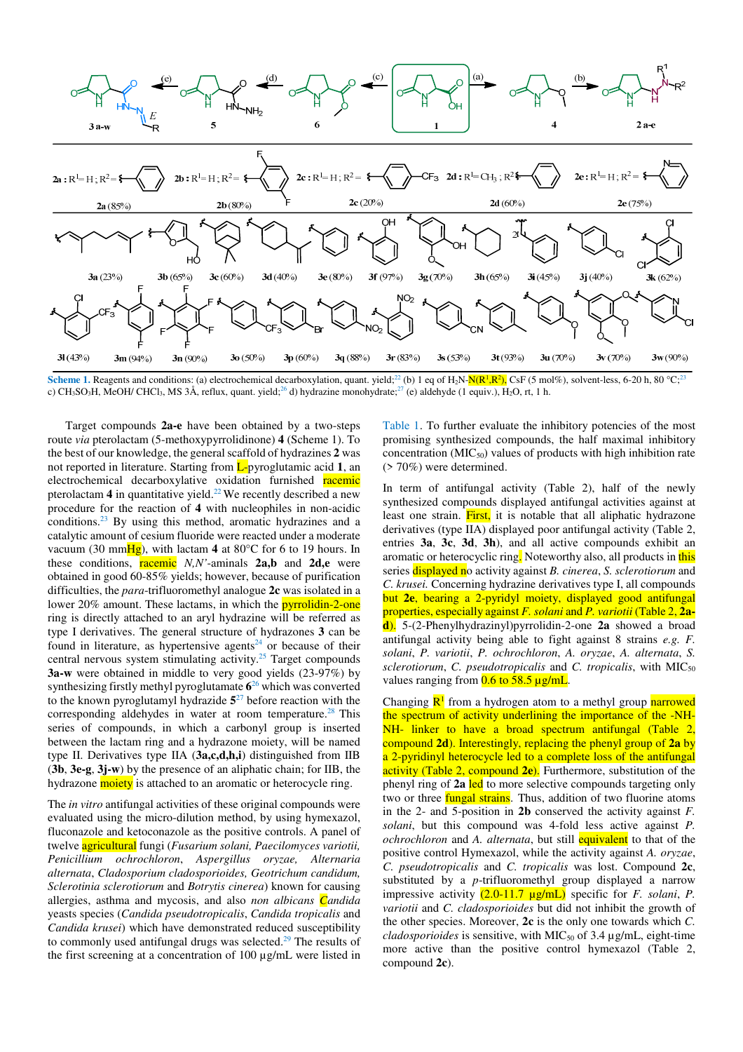**Scheme 1.** Reagents and conditions: (a) electrochemical decarboxylation, quant. yield;[22] (b) 1 eq of $H_2N$-N($R^1$,$R^2$), CsF (5 mol%), solvent-less, 6-20 h, 80 °C;[23] c) $CH_3SO_3H$, MeOH/ $CHCl_3$, MS 3Å, reflux, quant. yield;[26] d) hydrazine monohydrate;[27] (e) aldehyde (1 equiv.), $H_2O$, rt, 1 h.

Target compounds **2a-e** have been obtained by a two-steps route *via* pterolactam (5-methoxypyrrolidinone) **4** (Scheme 1). To the best of our knowledge, the general scaffold of hydrazines **2** was not reported in literature. Starting from L-pyroglutamic acid **1**, an electrochemical decarboxylative oxidation furnished racemic pterolactam **4** in quantitative yield.[22] We recently described a new procedure for the reaction of **4** with nucleophiles in non-acidic conditions.[23] By using this method, aromatic hydrazines and a catalytic amount of cesium fluoride were reacted under a moderate vacuum (30 mmHg), with lactam **4** at 80°C for 6 to 19 hours. In these conditions, racemic *N,N'*-aminals **2a,b** and **2d,e** were obtained in good 60-85% yields; however, because of purification difficulties, the *para*-trifluoromethyl analogue **2c** was isolated in a lower 20% amount. These lactams, in which the pyrrolidin-2-one ring is directly attached to an aryl hydrazine will be referred as type I derivatives. The general structure of hydrazones **3** can be found in literature, as hypertensive agents[24] or because of their central nervous system stimulating activity.[25] Target compounds **3a-w** were obtained in middle to very good yields (23-97%) by synthesizing firstly methyl pyroglutamate **6**[26] which was converted to the known pyroglutamyl hydrazide **5**[27] before reaction with the corresponding aldehydes in water at room temperature.[28] This series of compounds, in which a carbonyl group is inserted between the lactam ring and a hydrazone moiety, will be named type II. Derivatives type IIA (**3a,c,d,h,i**) distinguished from IIB (**3b**, **3e-g**, **3j-w**) by the presence of an aliphatic chain; for IIB, the hydrazone moiety is attached to an aromatic or heterocycle ring.

The *in vitro* antifungal activities of these original compounds were evaluated using the micro-dilution method, by using hymexazol, fluconazole and ketoconazole as the positive controls. A panel of twelve agricultural fungi (*Fusarium solani, Paecilomyces variotii, Penicillium ochrochloron, Aspergillus oryzae, Alternaria alternata, Cladosporium cladosporioides, Geotrichum candidum, Sclerotinia sclerotiorum* and *Botrytis cinerea*) known for causing allergies, asthma and mycosis, and also *non albicans Candida* yeasts species (*Candida pseudotropicalis, Candida tropicalis* and *Candida krusei*) which have demonstrated reduced susceptibility to commonly used antifungal drugs was selected.[29] The results of the first screening at a concentration of 100 µg/mL were listed in Table 1. To further evaluate the inhibitory potencies of the most promising synthesized compounds, the half maximal inhibitory concentration ($MIC_{50}$) values of products with high inhibition rate (> 70%) were determined.

In term of antifungal activity (Table 2), half of the newly synthesized compounds displayed antifungal activities against at least one strain. First, it is notable that all aliphatic hydrazone derivatives (type IIA) displayed poor antifungal activity (Table 2, entries **3a**, **3c**, **3d**, **3h**), and all active compounds exhibit an aromatic or heterocyclic ring. Noteworthy also, all products in this series displayed no activity against *B. cinerea*, *S. sclerotiorum* and *C. krusei.* Concerning hydrazine derivatives type I, all compounds but **2e**, bearing a 2-pyridyl moiety, displayed good antifungal properties, especially against *F. solani* and *P. variotii* (Table 2, **2a-d**). 5-(2-Phenylhydrazinyl)pyrrolidin-2-one **2a** showed a broad antifungal activity being able to fight against 8 strains *e.g. F. solani*, *P. variotii*, *P. ochrochloron*, *A. oryzae*, *A. alternata*, *S. sclerotiorum*, *C. pseudotropicalis* and *C. tropicalis*, with $MIC_{50}$ values ranging from 0.6 to 58.5 µg/mL.

Changing $R^1$ from a hydrogen atom to a methyl group narrowed the spectrum of activity underlining the importance of the -NH-NH- linker to have a broad spectrum antifungal (Table 2, compound **2d**). Interestingly, replacing the phenyl group of **2a** by a 2-pyridinyl heterocycle led to a complete loss of the antifungal activity (Table 2, compound **2e**). Furthermore, substitution of the phenyl ring of **2a** led to more selective compounds targeting only two or three fungal strains. Thus, addition of two fluorine atoms in the 2- and 5-position in **2b** conserved the activity against *F. solani*, but this compound was 4-fold less active against *P. ochrochloron* and *A. alternata*, but still equivalent to that of the positive control Hymexazol, while the activity against *A. oryzae*, *C. pseudotropicalis* and *C. tropicalis* was lost. Compound **2c**, substituted by a *p*-trifluoromethyl group displayed a narrow impressive activity (2.0-11.7 µg/mL) specific for *F. solani*, *P. variotii* and *C. cladosporioides* but did not inhibit the growth of the other species. Moreover, **2c** is the only one towards which *C. cladosporioides* is sensitive, with $MIC_{50}$ of 3.4 µg/mL, eight-time more active than the positive control hymexazol (Table 2, compound **2c**).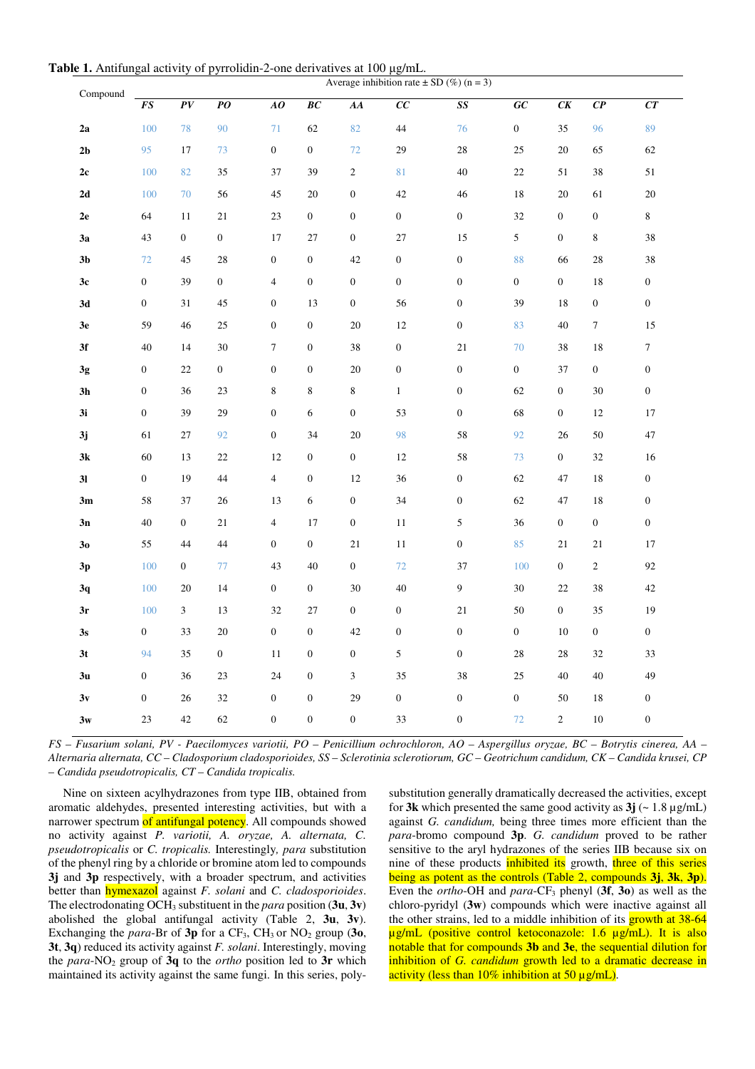**Table 1.** Antifungal activity of pyrrolidin-2-one derivatives at 100 µg/mL.

| Compound | Average inhibition rate ± SD (%) (n = 3) | | | | | | | | | | | |
|---|---|---|---|---|---|---|---|---|---|---|---|---|
| | *FS* | *PV* | *PO* | *AO* | *BC* | *AA* | *CC* | *SS* | *GC* | *CK* | *CP* | *CT* |
| **2a** | 100 | 78 | 90 | 71 | 62 | 82 | 44 | 76 | 0 | 35 | 96 | 89 |
| **2b** | 95 | 17 | 73 | 0 | 0 | 72 | 29 | 28 | 25 | 20 | 65 | 62 |
| **2c** | 100 | 82 | 35 | 37 | 39 | 2 | 81 | 40 | 22 | 51 | 38 | 51 |
| **2d** | 100 | 70 | 56 | 45 | 20 | 0 | 42 | 46 | 18 | 20 | 61 | 20 |
| **2e** | 64 | 11 | 21 | 23 | 0 | 0 | 0 | 0 | 32 | 0 | 0 | 8 |
| **3a** | 43 | 0 | 0 | 17 | 27 | 0 | 27 | 15 | 5 | 0 | 8 | 38 |
| **3b** | 72 | 45 | 28 | 0 | 0 | 42 | 0 | 0 | 88 | 66 | 28 | 38 |
| **3c** | 0 | 39 | 0 | 4 | 0 | 0 | 0 | 0 | 0 | 0 | 18 | 0 |
| **3d** | 0 | 31 | 45 | 0 | 13 | 0 | 56 | 0 | 39 | 18 | 0 | 0 |
| **3e** | 59 | 46 | 25 | 0 | 0 | 20 | 12 | 0 | 83 | 40 | 7 | 15 |
| **3f** | 40 | 14 | 30 | 7 | 0 | 38 | 0 | 21 | 70 | 38 | 18 | 7 |
| **3g** | 0 | 22 | 0 | 0 | 0 | 20 | 0 | 0 | 0 | 37 | 0 | 0 |
| **3h** | 0 | 36 | 23 | 8 | 8 | 8 | 1 | 0 | 62 | 0 | 30 | 0 |
| **3i** | 0 | 39 | 29 | 0 | 6 | 0 | 53 | 0 | 68 | 0 | 12 | 17 |
| **3j** | 61 | 27 | 92 | 0 | 34 | 20 | 98 | 58 | 92 | 26 | 50 | 47 |
| **3k** | 60 | 13 | 22 | 12 | 0 | 0 | 12 | 58 | 73 | 0 | 32 | 16 |
| **3l** | 0 | 19 | 44 | 4 | 0 | 12 | 36 | 0 | 62 | 47 | 18 | 0 |
| **3m** | 58 | 37 | 26 | 13 | 6 | 0 | 34 | 0 | 62 | 47 | 18 | 0 |
| **3n** | 40 | 0 | 21 | 4 | 17 | 0 | 11 | 5 | 36 | 0 | 0 | 0 |
| **3o** | 55 | 44 | 44 | 0 | 0 | 21 | 11 | 0 | 85 | 21 | 21 | 17 |
| **3p** | 100 | 0 | 77 | 43 | 40 | 0 | 72 | 37 | 100 | 0 | 2 | 92 |
| **3q** | 100 | 20 | 14 | 0 | 0 | 30 | 40 | 9 | 30 | 22 | 38 | 42 |
| **3r** | 100 | 3 | 13 | 32 | 27 | 0 | 0 | 21 | 50 | 0 | 35 | 19 |
| **3s** | 0 | 33 | 20 | 0 | 0 | 42 | 0 | 0 | 0 | 10 | 0 | 0 |
| **3t** | 94 | 35 | 0 | 11 | 0 | 0 | 5 | 0 | 28 | 28 | 32 | 33 |
| **3u** | 0 | 36 | 23 | 24 | 0 | 3 | 35 | 38 | 25 | 40 | 40 | 49 |
| **3v** | 0 | 26 | 32 | 0 | 0 | 29 | 0 | 0 | 0 | 50 | 18 | 0 |
| **3w** | 23 | 42 | 62 | 0 | 0 | 0 | 33 | 0 | 72 | 2 | 10 | 0 |

*FS – Fusarium solani, PV - Paecilomyces variotii, PO – Penicillium ochrochloron, AO – Aspergillus oryzae, BC – Botrytis cinerea, AA – Alternaria alternata, CC – Cladosporium cladosporioides, SS – Sclerotinia sclerotiorum, GC – Geotrichum candidum, CK – Candida krusei, CP – Candida pseudotropicalis, CT – Candida tropicalis.*

Nine on sixteen acylhydrazones from type IIB, obtained from aromatic aldehydes, presented interesting activities, but with a narrower spectrum of antifungal potency. All compounds showed no activity against *P. variotii, A. oryzae, A. alternata, C. pseudotropicalis* or *C. tropicalis.* Interestingly, *para* substitution of the phenyl ring by a chloride or bromine atom led to compounds **3j** and **3p** respectively, with a broader spectrum, and activities better than hymexazol against *F. solani* and *C. cladosporioides*. The electrodonating $OCH_3$ substituent in the *para* position (**3u**, **3v**) abolished the global antifungal activity (Table 2, **3u**, **3v**). Exchanging the *para*-Br of **3p** for a $CF_3$, $CH_3$ or $NO_2$ group (**3o**, **3t**, **3q**) reduced its activity against *F. solani*. Interestingly, moving the *para*-$NO_2$ group of **3q** to the *ortho* position led to **3r** which maintained its activity against the same fungi. In this series, poly-substitution generally dramatically decreased the activities, except for **3k** which presented the same good activity as **3j** (~ 1.8 µg/mL) against *G. candidum,* being three times more efficient than the *para*-bromo compound **3p**. *G. candidum* proved to be rather sensitive to the aryl hydrazones of the series IIB because six on nine of these products inhibited its growth, three of this series being as potent as the controls (Table 2, compounds **3j**, **3k**, **3p**). Even the *ortho*-OH and *para*-$CF_3$ phenyl (**3f**, **3o**) as well as the chloro-pyridyl (**3w**) compounds which were inactive against all the other strains, led to a middle inhibition of its growth at 38-64 µg/mL (positive control ketoconazole: 1.6 µg/mL). It is also notable that for compounds **3b** and **3e**, the sequential dilution for inhibition of *G. candidum* growth led to a dramatic decrease in activity (less than 10% inhibition at 50 µg/mL).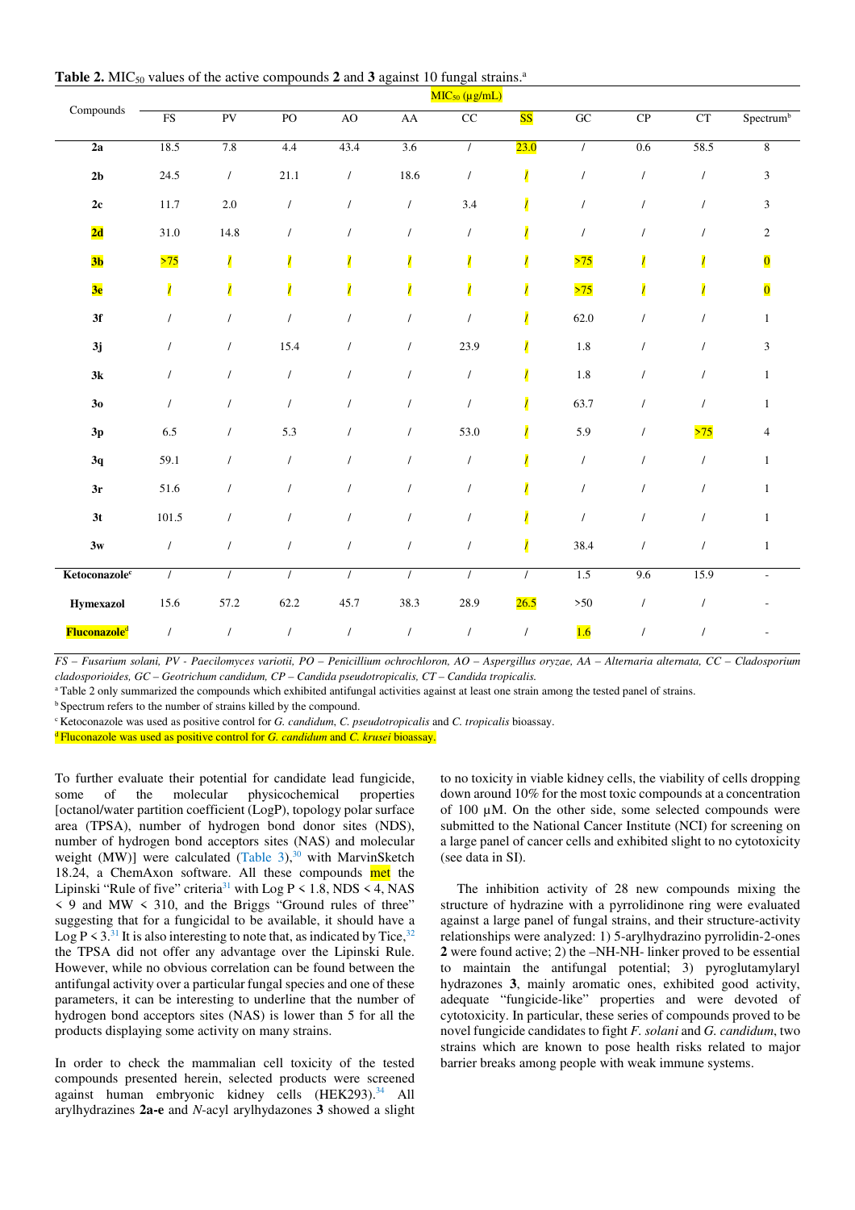**Table 2.** $MIC_{50}$ values of the active compounds **2** and **3** against 10 fungal strains.[a]

| Compounds | $MIC_{50}$ (µg/mL) | | | | | | | | | | |
|---|---|---|---|---|---|---|---|---|---|---|---|
| | FS | PV | PO | AO | AA | CC | SS | GC | CP | CT | Spectrum[b] |
| **2a** | 18.5 | 7.8 | 4.4 | 43.4 | 3.6 | / | 23.0 | / | 0.6 | 58.5 | 8 |
| **2b** | 24.5 | / | 21.1 | / | 18.6 | / | / | / | / | / | 3 |
| **2c** | 11.7 | 2.0 | / | / | / | 3.4 | / | / | / | / | 3 |
| **2d** | 31.0 | 14.8 | / | / | / | / | / | / | / | / | 2 |
| **3b** | >75 | / | / | / | / | / | / | >75 | / | / | 0 |
| **3e** | / | / | / | / | / | / | / | >75 | / | / | 0 |
| **3f** | / | / | / | / | / | / | / | 62.0 | / | / | 1 |
| **3j** | / | / | 15.4 | / | / | 23.9 | / | 1.8 | / | / | 3 |
| **3k** | / | / | / | / | / | / | / | 1.8 | / | / | 1 |
| **3o** | / | / | / | / | / | / | / | 63.7 | / | / | 1 |
| **3p** | 6.5 | / | 5.3 | / | / | 53.0 | / | 5.9 | / | >75 | 4 |
| **3q** | 59.1 | / | / | / | / | / | / | / | / | / | 1 |
| **3r** | 51.6 | / | / | / | / | / | / | / | / | / | 1 |
| **3t** | 101.5 | / | / | / | / | / | / | / | / | / | 1 |
| **3w** | / | / | / | / | / | / | / | 38.4 | / | / | 1 |
| **Ketoconazole**[c] | / | / | / | / | / | / | / | 1.5 | 9.6 | 15.9 | - |
| **Hymexazol** | 15.6 | 57.2 | 62.2 | 45.7 | 38.3 | 28.9 | 26.5 | >50 | / | / | - |
| **Fluconazole**[d] | / | / | / | / | / | / | / | 1.6 | / | / | - |

FS – *Fusarium solani*, PV - *Paecilomyces variotii*, PO – *Penicillium ochrochloron*, AO – *Aspergillus oryzae*, AA – *Alternaria alternata*, CC – *Cladosporium cladosporioides*, GC – *Geotrichum candidum*, CP – *Candida pseudotropicalis*, CT – *Candida tropicalis*.

[a] Table 2 only summarized the compounds which exhibited antifungal activities against at least one strain among the tested panel of strains.

[b] Spectrum refers to the number of strains killed by the compound.

[c] Ketoconazole was used as positive control for *G. candidum*, *C. pseudotropicalis* and *C. tropicalis* bioassay.

[d] Fluconazole was used as positive control for *G. candidum* and *C. krusei* bioassay.

To further evaluate their potential for candidate lead fungicide, some of the molecular physicochemical properties [octanol/water partition coefficient (LogP), topology polar surface area (TPSA), number of hydrogen bond donor sites (NDS), number of hydrogen bond acceptors sites (NAS) and molecular weight (MW)] were calculated (Table 3),[30] with MarvinSketch 18.24, a ChemAxon software. All these compounds met the Lipinski "Rule of five" criteria[31] with Log P < 1.8, NDS < 4, NAS < 9 and MW < 310, and the Briggs "Ground rules of three" suggesting that for a fungicidal to be available, it should have a Log P < 3.[31] It is also interesting to note that, as indicated by Tice,[32] the TPSA did not offer any advantage over the Lipinski Rule. However, while no obvious correlation can be found between the antifungal activity over a particular fungal species and one of these parameters, it can be interesting to underline that the number of hydrogen bond acceptors sites (NAS) is lower than 5 for all the products displaying some activity on many strains.

In order to check the mammalian cell toxicity of the tested compounds presented herein, selected products were screened against human embryonic kidney cells (HEK293).[34] All arylhydrazines **2a-e** and *N*-acyl arylhydazones **3** showed a slight to no toxicity in viable kidney cells, the viability of cells dropping down around 10% for the most toxic compounds at a concentration of 100 µM. On the other side, some selected compounds were submitted to the National Cancer Institute (NCI) for screening on a large panel of cancer cells and exhibited slight to no cytotoxicity (see data in SI).

The inhibition activity of 28 new compounds mixing the structure of hydrazine with a pyrrolidinone ring were evaluated against a large panel of fungal strains, and their structure-activity relationships were analyzed: 1) 5-arylhydrazino pyrrolidin-2-ones **2** were found active; 2) the –NH-NH- linker proved to be essential to maintain the antifungal potential; 3) pyroglutamylaryl hydrazones **3**, mainly aromatic ones, exhibited good activity, adequate "fungicide-like" properties and were devoted of cytotoxicity. In particular, these series of compounds proved to be novel fungicide candidates to fight *F. solani* and *G. candidum*, two strains which are known to pose health risks related to major barrier breaks among people with weak immune systems.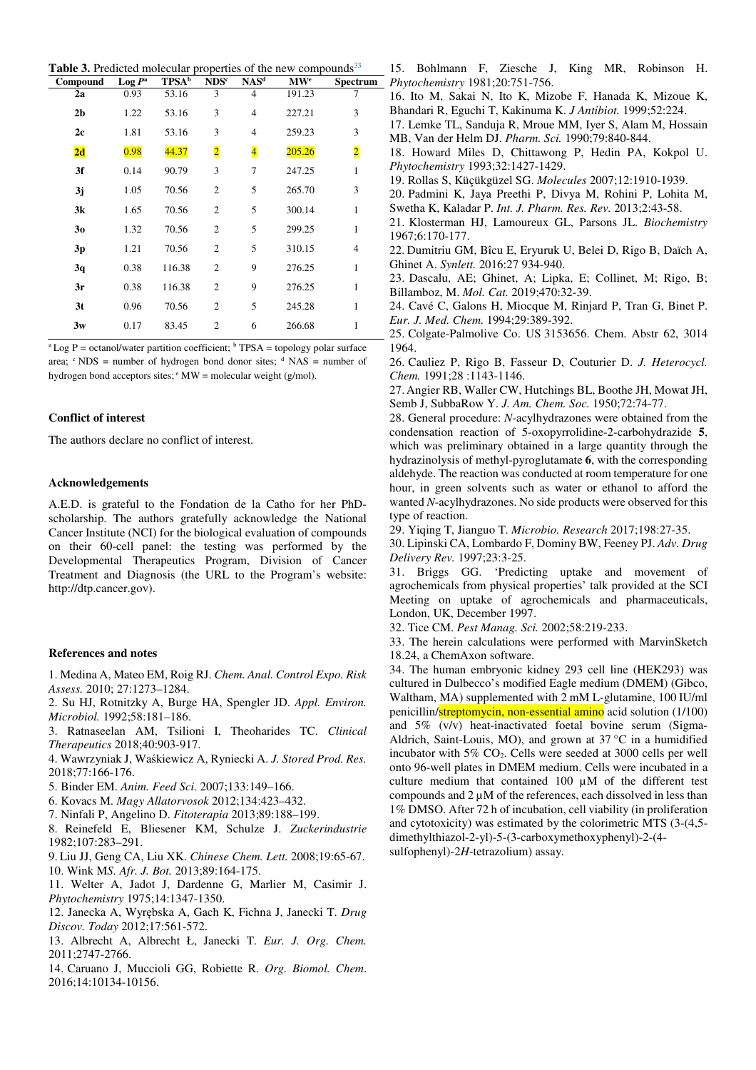**Table 3.** Predicted molecular properties of the new compounds[33]

| Compound | Log $P^a$ | TPSA[b] | NDS[c] | NAS[d] | MW[e] | Spectrum |
|---|---|---|---|---|---|---|
| **2a** | 0.93 | 53.16 | 3 | 4 | 191.23 | 7 |
| **2b** | 1.22 | 53.16 | 3 | 4 | 227.21 | 3 |
| **2c** | 1.81 | 53.16 | 3 | 4 | 259.23 | 3 |
| **2d** | 0.98 | 44.37 | 2 | 4 | 205.26 | 2 |
| **3f** | 0.14 | 90.79 | 3 | 7 | 247.25 | 1 |
| **3j** | 1.05 | 70.56 | 2 | 5 | 265.70 | 3 |
| **3k** | 1.65 | 70.56 | 2 | 5 | 300.14 | 1 |
| **3o** | 1.32 | 70.56 | 2 | 5 | 299.25 | 1 |
| **3p** | 1.21 | 70.56 | 2 | 5 | 310.15 | 4 |
| **3q** | 0.38 | 116.38 | 2 | 9 | 276.25 | 1 |
| **3r** | 0.38 | 116.38 | 2 | 9 | 276.25 | 1 |
| **3t** | 0.96 | 70.56 | 2 | 5 | 245.28 | 1 |
| **3w** | 0.17 | 83.45 | 2 | 6 | 266.68 | 1 |

[a] Log P = octanol/water partition coefficient; [b] TPSA = topology polar surface area; [c] NDS = number of hydrogen bond donor sites; [d] NAS = number of hydrogen bond acceptors sites; [e] MW = molecular weight (g/mol).

## Conflict of interest

The authors declare no conflict of interest.

## Acknowledgements

A.E.D. is grateful to the Fondation de la Catho for her PhD-scholarship. The authors gratefully acknowledge the National Cancer Institute (NCI) for the biological evaluation of compounds on their 60-cell panel: the testing was performed by the Developmental Therapeutics Program, Division of Cancer Treatment and Diagnosis (the URL to the Program's website: http://dtp.cancer.gov).

## References and notes

1. Medina A, Mateo EM, Roig RJ. *Chem. Anal. Control Expo. Risk Assess.* 2010; 27:1273–1284.
2. Su HJ, Rotnitzky A, Burge HA, Spengler JD. *Appl. Environ. Microbiol.* 1992;58:181–186.
3. Ratnaseelan AM, Tsilioni I, Theoharides TC. *Clinical Therapeutics* 2018;40:903-917.
4. Wawrzyniak J, Waśkiewicz A, Ryniecki A. *J. Stored Prod. Res.* 2018;77:166-176.
5. Binder EM. *Anim. Feed Sci.* 2007;133:149–166.
6. Kovacs M. *Magy Allatorvosok* 2012;134:423–432.
7. Ninfali P, Angelino D. *Fitoterapia* 2013;89:188–199.
8. Reinefeld E, Bliesener KM, Schulze J. *Zuckerindustrie* 1982;107:283–291.
9. Liu JJ, Geng CA, Liu XK. *Chinese Chem. Lett.* 2008;19:65-67.
10. Wink MS. *Afr. J. Bot.* 2013;89:164-175.
11. Welter A, Jadot J, Dardenne G, Marlier M, Casimir J. *Phytochemistry* 1975;14:1347-1350.
12. Janecka A, Wyrębska A, Gach K, Fichna J, Janecki T. *Drug Discov. Today* 2012;17:561-572.
13. Albrecht A, Albrecht Ł, Janecki T. *Eur. J. Org. Chem.* 2011;2747-2766.
14. Caruano J, Muccioli GG, Robiette R. *Org. Biomol. Chem*. 2016;14:10134-10156.
15. Bohlmann F, Ziesche J, King MR, Robinson H. *Phytochemistry* 1981;20:751-756.
16. Ito M, Sakai N, Ito K, Mizobe F, Hanada K, Mizoue K, Bhandari R, Eguchi T, Kakinuma K. *J Antibiot.* 1999;52:224.
17. Lemke TL, Sanduja R, Mroue MM, Iyer S, Alam M, Hossain MB, Van der Helm DJ. *Pharm. Sci.* 1990;79:840-844.
18. Howard Miles D, Chittawong P, Hedin PA, Kokpol U. *Phytochemistry* 1993;32:1427-1429.
19. Rollas S, Küçükgüzel SG. *Molecules* 2007;12:1910-1939.
20. Padmini K, Jaya Preethi P, Divya M, Rohini P, Lohita M, Swetha K, Kaladar P. *Int. J. Pharm. Res. Rev.* 2013;2:43-58.
21. Klosterman HJ, Lamoureux GL, Parsons JL. *Biochemistry* 1967;6:170-177.
22. Dumitriu GM, Bîcu E, Eryuruk U, Belei D, Rigo B, Daïch A, Ghinet A. *Synlett.* 2016:27 934-940.
23. Dascalu, AE; Ghinet, A; Lipka, E; Collinet, M; Rigo, B; Billamboz, M. *Mol. Cat.* 2019;470:32-39.
24. Cavé C, Galons H, Miocque M, Rinjard P, Tran G, Binet P. *Eur. J. Med. Chem.* 1994;29:389-392.
25. Colgate-Palmolive Co. US 3153656. Chem. Abstr 62, 3014 1964.
26. Cauliez P, Rigo B, Fasseur D, Couturier D. *J. Heterocycl. Chem.* 1991;28 :1143-1146.
27. Angier RB, Waller CW, Hutchings BL, Boothe JH, Mowat JH, Semb J, SubbaRow Y. *J. Am. Chem. Soc.* 1950;72:74-77.
28. General procedure: *N*-acylhydrazones were obtained from the condensation reaction of 5-oxopyrrolidine-2-carbohydrazide **5**, which was preliminary obtained in a large quantity through the hydrazinolysis of methyl-pyroglutamate **6**, with the corresponding aldehyde. The reaction was conducted at room temperature for one hour, in green solvents such as water or ethanol to afford the wanted *N*-acylhydrazones. No side products were observed for this type of reaction.
29. Yiqing T, Jianguo T. *Microbio. Research* 2017;198:27-35.
30. Lipinski CA, Lombardo F, Dominy BW, Feeney PJ. *Adv. Drug Delivery Rev.* 1997;23:3-25.
31. Briggs GG. 'Predicting uptake and movement of agrochemicals from physical properties' talk provided at the SCI Meeting on uptake of agrochemicals and pharmaceuticals, London, UK, December 1997.
32. Tice CM. *Pest Manag. Sci.* 2002;58:219-233.
33. The herein calculations were performed with MarvinSketch 18.24, a ChemAxon software.
34. The human embryonic kidney 293 cell line (HEK293) was cultured in Dulbecco's modified Eagle medium (DMEM) (Gibco, Waltham, MA) supplemented with 2 mM L-glutamine, 100 IU/ml penicillin/streptomycin, non-essential amino acid solution (1/100) and 5% (v/v) heat-inactivated foetal bovine serum (Sigma-Aldrich, Saint-Louis, MO), and grown at 37 °C in a humidified incubator with 5% $CO_2$. Cells were seeded at 3000 cells per well onto 96-well plates in DMEM medium. Cells were incubated in a culture medium that contained 100 µM of the different test compounds and 2 µM of the references, each dissolved in less than 1% DMSO. After 72 h of incubation, cell viability (in proliferation and cytotoxicity) was estimated by the colorimetric MTS (3-(4,5-dimethylthiazol-2-yl)-5-(3-carboxymethoxyphenyl)-2-(4-sulfophenyl)-2*H*-tetrazolium) assay.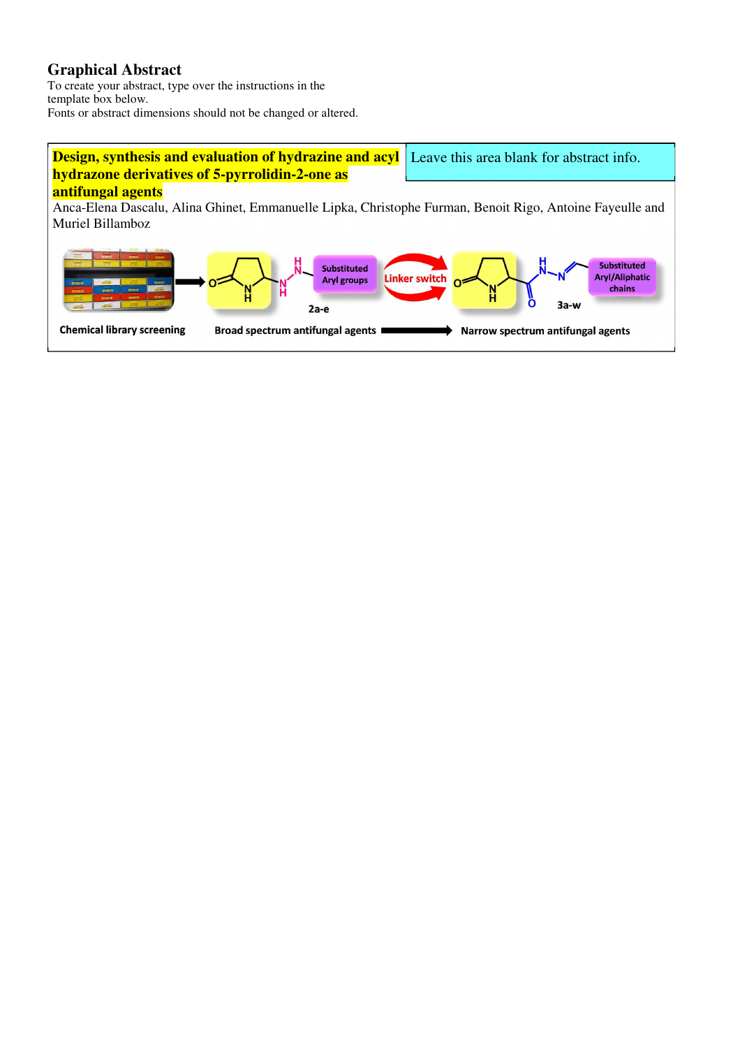# Graphical Abstract

To create your abstract, type over the instructions in the template box below.
Fonts or abstract dimensions should not be changed or altered.

**Design, synthesis and evaluation of hydrazine and acyl hydrazone derivatives of 5-pyrrolidin-2-one as antifungal agents**

Leave this area blank for abstract info.

Anca-Elena Dascalu, Alina Ghinet, Emmanuelle Lipka, Christophe Furman, Benoit Rigo, Antoine Fayeulle and Muriel Billamboz

Substituted Aryl groups

2a-e

Linker switch

Substituted Aryl/Aliphatic chains

3a-w

Chemical library screening

Broad spectrum antifungal agents

Narrow spectrum antifungal agents